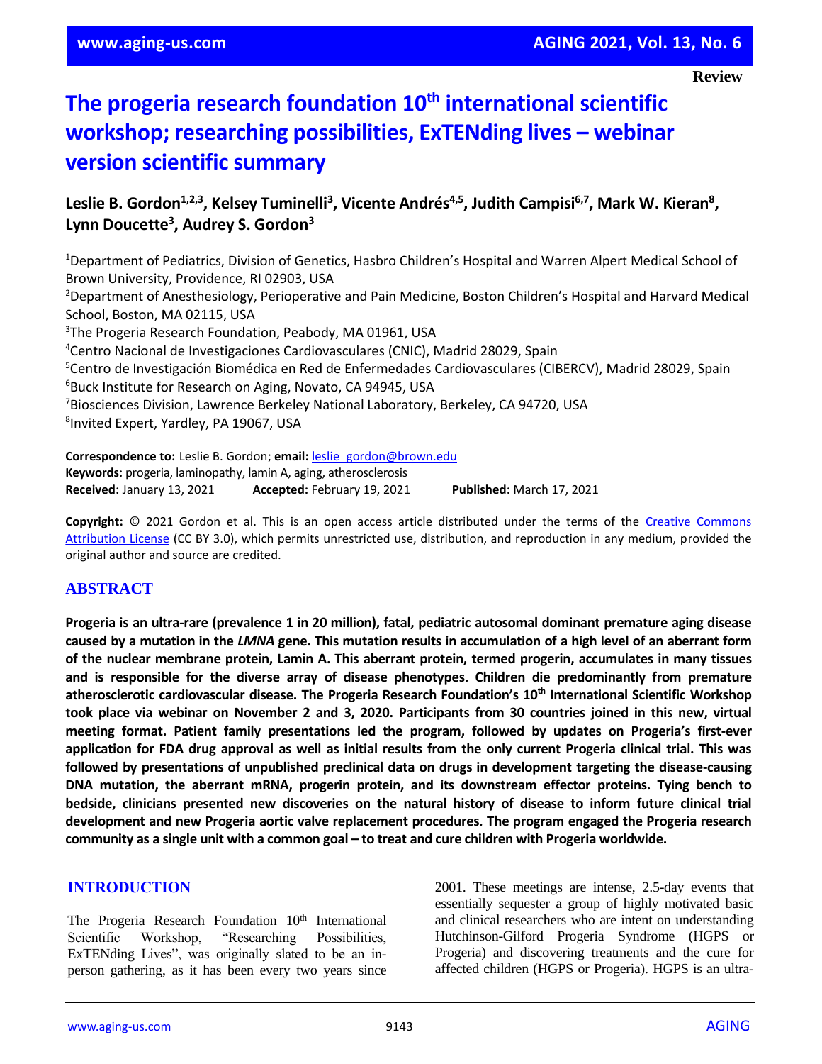Review

# The progeria research foundation 10th international scientific workshop; researching possibilities, ExTENding lives – webinar version scientific summary

**Leslie B. Gordon[1,2,3], Kelsey Tuminelli[3], Vicente Andrés[4,5], Judith Campisi[6,7], Mark W. Kieran[8], Lynn Doucette[3], Audrey S. Gordon[3]**

[1]Department of Pediatrics, Division of Genetics, Hasbro Children's Hospital and Warren Alpert Medical School of Brown University, Providence, RI 02903, USA
[2]Department of Anesthesiology, Perioperative and Pain Medicine, Boston Children's Hospital and Harvard Medical School, Boston, MA 02115, USA
[3]The Progeria Research Foundation, Peabody, MA 01961, USA
[4]Centro Nacional de Investigaciones Cardiovasculares (CNIC), Madrid 28029, Spain
[5]Centro de Investigación Biomédica en Red de Enfermedades Cardiovasculares (CIBERCV), Madrid 28029, Spain
[6]Buck Institute for Research on Aging, Novato, CA 94945, USA
[7]Biosciences Division, Lawrence Berkeley National Laboratory, Berkeley, CA 94720, USA
[8]Invited Expert, Yardley, PA 19067, USA

**Correspondence to:** Leslie B. Gordon; **email:** leslie_gordon@brown.edu
**Keywords:** progeria, laminopathy, lamin A, aging, atherosclerosis
**Received:** January 13, 2021 **Accepted:** February 19, 2021 **Published:** March 17, 2021

**Copyright:** © 2021 Gordon et al. This is an open access article distributed under the terms of the Creative Commons Attribution License (CC BY 3.0), which permits unrestricted use, distribution, and reproduction in any medium, provided the original author and source are credited.

## ABSTRACT

**Progeria is an ultra-rare (prevalence 1 in 20 million), fatal, pediatric autosomal dominant premature aging disease caused by a mutation in the *LMNA* gene. This mutation results in accumulation of a high level of an aberrant form of the nuclear membrane protein, Lamin A. This aberrant protein, termed progerin, accumulates in many tissues and is responsible for the diverse array of disease phenotypes. Children die predominantly from premature atherosclerotic cardiovascular disease. The Progeria Research Foundation's 10th International Scientific Workshop took place via webinar on November 2 and 3, 2020. Participants from 30 countries joined in this new, virtual meeting format. Patient family presentations led the program, followed by updates on Progeria's first-ever application for FDA drug approval as well as initial results from the only current Progeria clinical trial. This was followed by presentations of unpublished preclinical data on drugs in development targeting the disease-causing DNA mutation, the aberrant mRNA, progerin protein, and its downstream effector proteins. Tying bench to bedside, clinicians presented new discoveries on the natural history of disease to inform future clinical trial development and new Progeria aortic valve replacement procedures. The program engaged the Progeria research community as a single unit with a common goal – to treat and cure children with Progeria worldwide.**

## INTRODUCTION

The Progeria Research Foundation 10th International Scientific Workshop, "Researching Possibilities, ExTENding Lives", was originally slated to be an in-person gathering, as it has been every two years since 2001. These meetings are intense, 2.5-day events that essentially sequester a group of highly motivated basic and clinical researchers who are intent on understanding Hutchinson-Gilford Progeria Syndrome (HGPS or Progeria) and discovering treatments and the cure for affected children (HGPS or Progeria). HGPS is an ultra-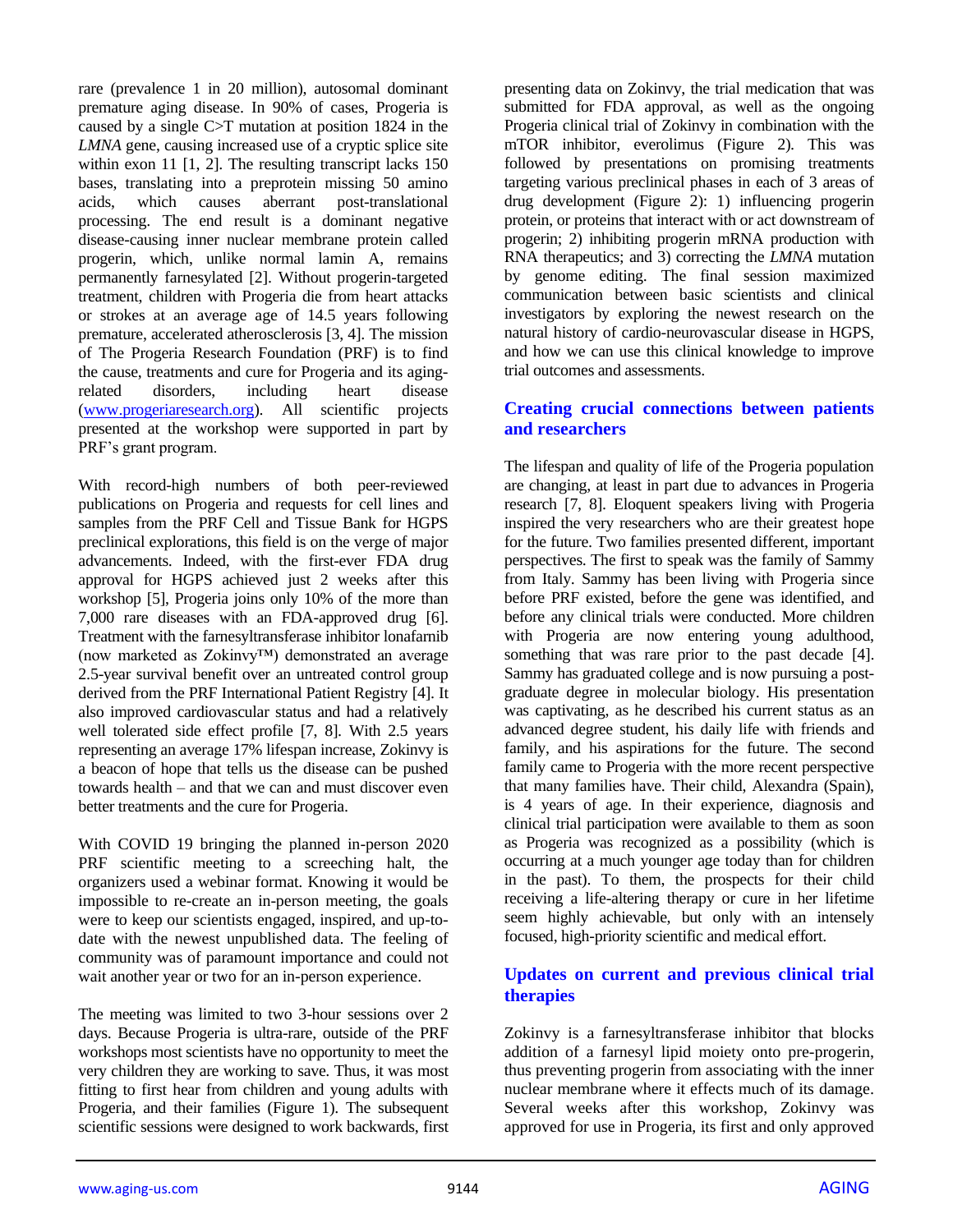rare (prevalence 1 in 20 million), autosomal dominant premature aging disease. In 90% of cases, Progeria is caused by a single C>T mutation at position 1824 in the *LMNA* gene, causing increased use of a cryptic splice site within exon 11 [1, 2]. The resulting transcript lacks 150 bases, translating into a preprotein missing 50 amino acids, which causes aberrant post-translational processing. The end result is a dominant negative disease-causing inner nuclear membrane protein called progerin, which, unlike normal lamin A, remains permanently farnesylated [2]. Without progerin-targeted treatment, children with Progeria die from heart attacks or strokes at an average age of 14.5 years following premature, accelerated atherosclerosis [3, 4]. The mission of The Progeria Research Foundation (PRF) is to find the cause, treatments and cure for Progeria and its aging-related disorders, including heart disease ([www.progeriaresearch.org](www.progeriaresearch.org)). All scientific projects presented at the workshop were supported in part by PRF's grant program.

With record-high numbers of both peer-reviewed publications on Progeria and requests for cell lines and samples from the PRF Cell and Tissue Bank for HGPS preclinical explorations, this field is on the verge of major advancements. Indeed, with the first-ever FDA drug approval for HGPS achieved just 2 weeks after this workshop [5], Progeria joins only 10% of the more than 7,000 rare diseases with an FDA-approved drug [6]. Treatment with the farnesyltransferase inhibitor lonafarnib (now marketed as Zokinvy™) demonstrated an average 2.5-year survival benefit over an untreated control group derived from the PRF International Patient Registry [4]. It also improved cardiovascular status and had a relatively well tolerated side effect profile [7, 8]. With 2.5 years representing an average 17% lifespan increase, Zokinvy is a beacon of hope that tells us the disease can be pushed towards health – and that we can and must discover even better treatments and the cure for Progeria.

With COVID 19 bringing the planned in-person 2020 PRF scientific meeting to a screeching halt, the organizers used a webinar format. Knowing it would be impossible to re-create an in-person meeting, the goals were to keep our scientists engaged, inspired, and up-to-date with the newest unpublished data. The feeling of community was of paramount importance and could not wait another year or two for an in-person experience.

The meeting was limited to two 3-hour sessions over 2 days. Because Progeria is ultra-rare, outside of the PRF workshops most scientists have no opportunity to meet the very children they are working to save. Thus, it was most fitting to first hear from children and young adults with Progeria, and their families (Figure 1). The subsequent scientific sessions were designed to work backwards, first presenting data on Zokinvy, the trial medication that was submitted for FDA approval, as well as the ongoing Progeria clinical trial of Zokinvy in combination with the mTOR inhibitor, everolimus (Figure 2). This was followed by presentations on promising treatments targeting various preclinical phases in each of 3 areas of drug development (Figure 2): 1) influencing progerin protein, or proteins that interact with or act downstream of progerin; 2) inhibiting progerin mRNA production with RNA therapeutics; and 3) correcting the *LMNA* mutation by genome editing. The final session maximized communication between basic scientists and clinical investigators by exploring the newest research on the natural history of cardio-neurovascular disease in HGPS, and how we can use this clinical knowledge to improve trial outcomes and assessments.

## Creating crucial connections between patients and researchers

The lifespan and quality of life of the Progeria population are changing, at least in part due to advances in Progeria research [7, 8]. Eloquent speakers living with Progeria inspired the very researchers who are their greatest hope for the future. Two families presented different, important perspectives. The first to speak was the family of Sammy from Italy. Sammy has been living with Progeria since before PRF existed, before the gene was identified, and before any clinical trials were conducted. More children with Progeria are now entering young adulthood, something that was rare prior to the past decade [4]. Sammy has graduated college and is now pursuing a post-graduate degree in molecular biology. His presentation was captivating, as he described his current status as an advanced degree student, his daily life with friends and family, and his aspirations for the future. The second family came to Progeria with the more recent perspective that many families have. Their child, Alexandra (Spain), is 4 years of age. In their experience, diagnosis and clinical trial participation were available to them as soon as Progeria was recognized as a possibility (which is occurring at a much younger age today than for children in the past). To them, the prospects for their child receiving a life-altering therapy or cure in her lifetime seem highly achievable, but only with an intensely focused, high-priority scientific and medical effort.

## Updates on current and previous clinical trial therapies

Zokinvy is a farnesyltransferase inhibitor that blocks addition of a farnesyl lipid moiety onto pre-progerin, thus preventing progerin from associating with the inner nuclear membrane where it effects much of its damage. Several weeks after this workshop, Zokinvy was approved for use in Progeria, its first and only approved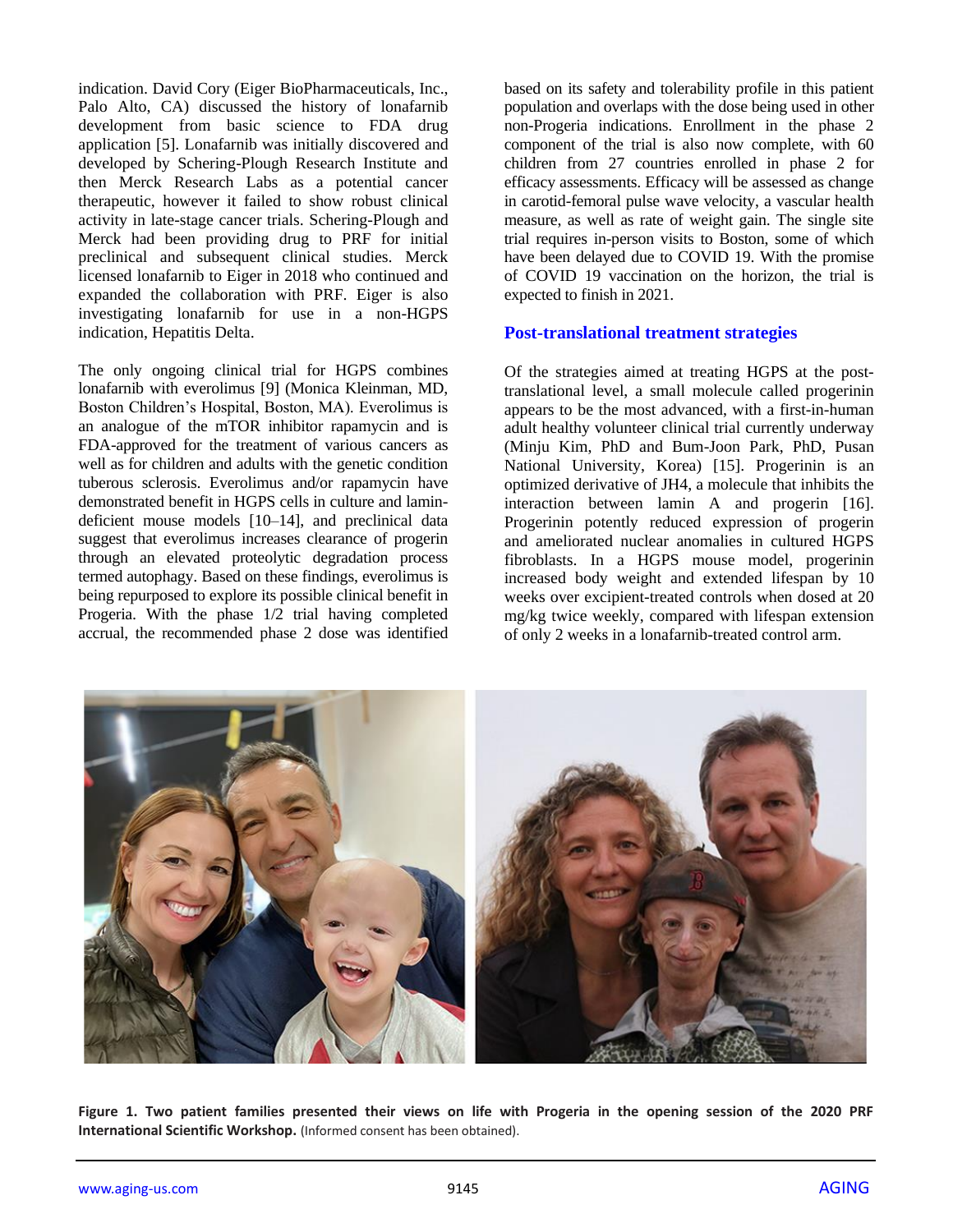indication. David Cory (Eiger BioPharmaceuticals, Inc., Palo Alto, CA) discussed the history of lonafarnib development from basic science to FDA drug application [5]. Lonafarnib was initially discovered and developed by Schering-Plough Research Institute and then Merck Research Labs as a potential cancer therapeutic, however it failed to show robust clinical activity in late-stage cancer trials. Schering-Plough and Merck had been providing drug to PRF for initial preclinical and subsequent clinical studies. Merck licensed lonafarnib to Eiger in 2018 who continued and expanded the collaboration with PRF. Eiger is also investigating lonafarnib for use in a non-HGPS indication, Hepatitis Delta.

The only ongoing clinical trial for HGPS combines lonafarnib with everolimus [9] (Monica Kleinman, MD, Boston Children's Hospital, Boston, MA). Everolimus is an analogue of the mTOR inhibitor rapamycin and is FDA-approved for the treatment of various cancers as well as for children and adults with the genetic condition tuberous sclerosis. Everolimus and/or rapamycin have demonstrated benefit in HGPS cells in culture and lamin-deficient mouse models [10–14], and preclinical data suggest that everolimus increases clearance of progerin through an elevated proteolytic degradation process termed autophagy. Based on these findings, everolimus is being repurposed to explore its possible clinical benefit in Progeria. With the phase 1/2 trial having completed accrual, the recommended phase 2 dose was identified based on its safety and tolerability profile in this patient population and overlaps with the dose being used in other non-Progeria indications. Enrollment in the phase 2 component of the trial is also now complete, with 60 children from 27 countries enrolled in phase 2 for efficacy assessments. Efficacy will be assessed as change in carotid-femoral pulse wave velocity, a vascular health measure, as well as rate of weight gain. The single site trial requires in-person visits to Boston, some of which have been delayed due to COVID 19. With the promise of COVID 19 vaccination on the horizon, the trial is expected to finish in 2021.

## Post-translational treatment strategies

Of the strategies aimed at treating HGPS at the post-translational level, a small molecule called progerinin appears to be the most advanced, with a first-in-human adult healthy volunteer clinical trial currently underway (Minju Kim, PhD and Bum-Joon Park, PhD, Pusan National University, Korea) [15]. Progerinin is an optimized derivative of JH4, a molecule that inhibits the interaction between lamin A and progerin [16]. Progerinin potently reduced expression of progerin and ameliorated nuclear anomalies in cultured HGPS fibroblasts. In a HGPS mouse model, progerinin increased body weight and extended lifespan by 10 weeks over excipient-treated controls when dosed at 20 mg/kg twice weekly, compared with lifespan extension of only 2 weeks in a lonafarnib-treated control arm.

**Figure 1. Two patient families presented their views on life with Progeria in the opening session of the 2020 PRF International Scientific Workshop.** (Informed consent has been obtained).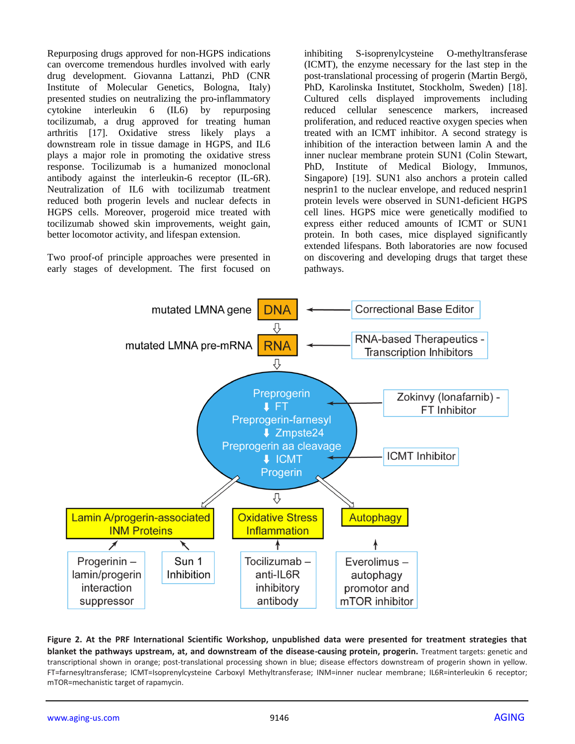Repurposing drugs approved for non-HGPS indications can overcome tremendous hurdles involved with early drug development. Giovanna Lattanzi, PhD (CNR Institute of Molecular Genetics, Bologna, Italy) presented studies on neutralizing the pro-inflammatory cytokine interleukin 6 (IL6) by repurposing tocilizumab, a drug approved for treating human arthritis [17]. Oxidative stress likely plays a downstream role in tissue damage in HGPS, and IL6 plays a major role in promoting the oxidative stress response. Tocilizumab is a humanized monoclonal antibody against the interleukin-6 receptor (IL-6R). Neutralization of IL6 with tocilizumab treatment reduced both progerin levels and nuclear defects in HGPS cells. Moreover, progeroid mice treated with tocilizumab showed skin improvements, weight gain, better locomotor activity, and lifespan extension.

Two proof-of principle approaches were presented in early stages of development. The first focused on inhibiting S-isoprenylcysteine O-methyltransferase (ICMT), the enzyme necessary for the last step in the post-translational processing of progerin (Martin Bergö, PhD, Karolinska Institutet, Stockholm, Sweden) [18]. Cultured cells displayed improvements including reduced cellular senescence markers, increased proliferation, and reduced reactive oxygen species when treated with an ICMT inhibitor. A second strategy is inhibition of the interaction between lamin A and the inner nuclear membrane protein SUN1 (Colin Stewart, PhD, Institute of Medical Biology, Immunos, Singapore) [19]. SUN1 also anchors a protein called nesprin1 to the nuclear envelope, and reduced nesprin1 protein levels were observed in SUN1-deficient HGPS cell lines. HGPS mice were genetically modified to express either reduced amounts of ICMT or SUN1 protein. In both cases, mice displayed significantly extended lifespans. Both laboratories are now focused on discovering and developing drugs that target these pathways.

**Figure 2. At the PRF International Scientific Workshop, unpublished data were presented for treatment strategies that blanket the pathways upstream, at, and downstream of the disease-causing protein, progerin.** Treatment targets: genetic and transcriptional shown in orange; post-translational processing shown in blue; disease effectors downstream of progerin shown in yellow. FT=farnesyltransferase; ICMT=Isoprenylcysteine Carboxyl Methyltransferase; INM=inner nuclear membrane; IL6R=interleukin 6 receptor; mTOR=mechanistic target of rapamycin.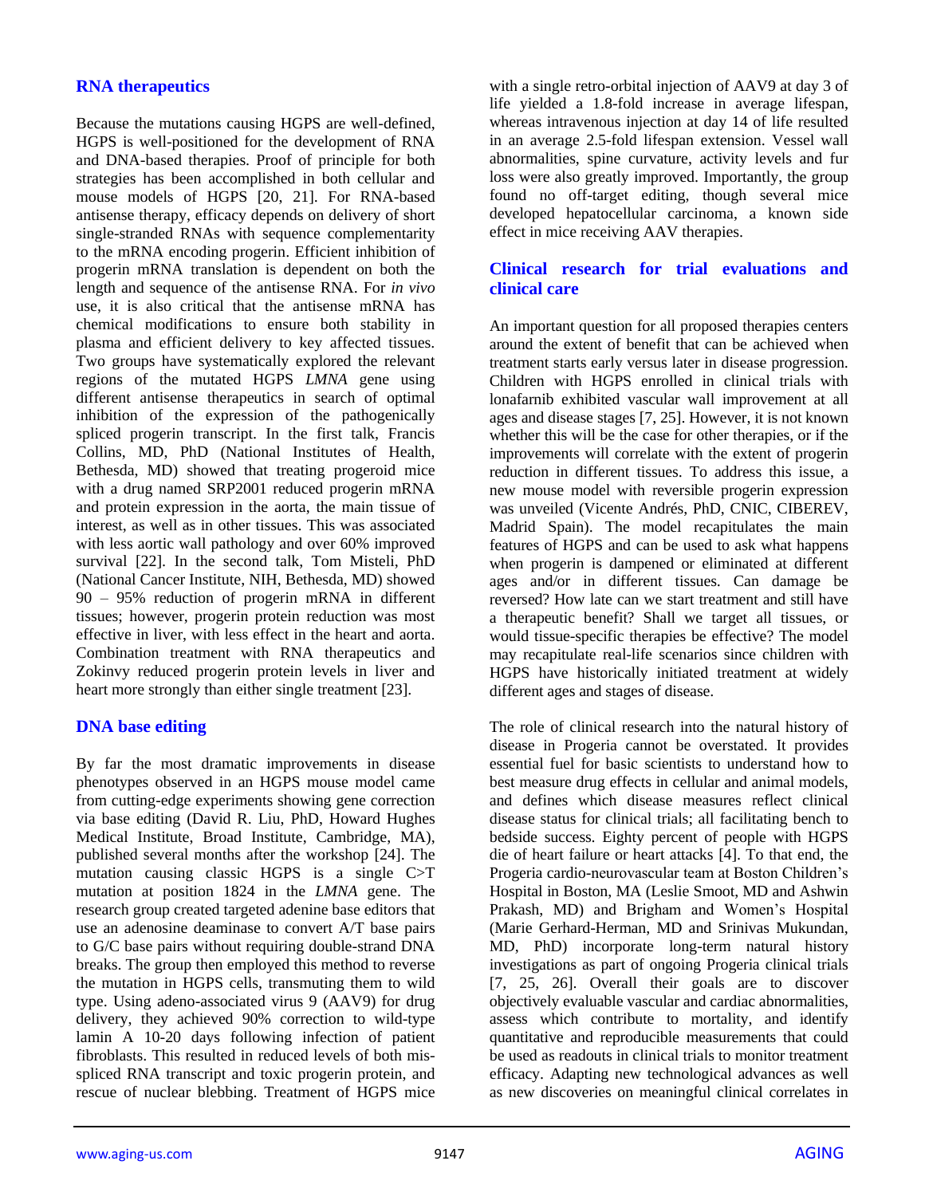## RNA therapeutics

Because the mutations causing HGPS are well-defined, HGPS is well-positioned for the development of RNA and DNA-based therapies. Proof of principle for both strategies has been accomplished in both cellular and mouse models of HGPS [20, 21]. For RNA-based antisense therapy, efficacy depends on delivery of short single-stranded RNAs with sequence complementarity to the mRNA encoding progerin. Efficient inhibition of progerin mRNA translation is dependent on both the length and sequence of the antisense RNA. For *in vivo* use, it is also critical that the antisense mRNA has chemical modifications to ensure both stability in plasma and efficient delivery to key affected tissues. Two groups have systematically explored the relevant regions of the mutated HGPS *LMNA* gene using different antisense therapeutics in search of optimal inhibition of the expression of the pathogenically spliced progerin transcript. In the first talk, Francis Collins, MD, PhD (National Institutes of Health, Bethesda, MD) showed that treating progeroid mice with a drug named SRP2001 reduced progerin mRNA and protein expression in the aorta, the main tissue of interest, as well as in other tissues. This was associated with less aortic wall pathology and over 60% improved survival [22]. In the second talk, Tom Misteli, PhD (National Cancer Institute, NIH, Bethesda, MD) showed 90 – 95% reduction of progerin mRNA in different tissues; however, progerin protein reduction was most effective in liver, with less effect in the heart and aorta. Combination treatment with RNA therapeutics and Zokinvy reduced progerin protein levels in liver and heart more strongly than either single treatment [23].

## DNA base editing

By far the most dramatic improvements in disease phenotypes observed in an HGPS mouse model came from cutting-edge experiments showing gene correction via base editing (David R. Liu, PhD, Howard Hughes Medical Institute, Broad Institute, Cambridge, MA), published several months after the workshop [24]. The mutation causing classic HGPS is a single C>T mutation at position 1824 in the *LMNA* gene. The research group created targeted adenine base editors that use an adenosine deaminase to convert A/T base pairs to G/C base pairs without requiring double-strand DNA breaks. The group then employed this method to reverse the mutation in HGPS cells, transmuting them to wild type. Using adeno-associated virus 9 (AAV9) for drug delivery, they achieved 90% correction to wild-type lamin A 10-20 days following infection of patient fibroblasts. This resulted in reduced levels of both mis-spliced RNA transcript and toxic progerin protein, and rescue of nuclear blebbing. Treatment of HGPS mice with a single retro-orbital injection of AAV9 at day 3 of life yielded a 1.8-fold increase in average lifespan, whereas intravenous injection at day 14 of life resulted in an average 2.5-fold lifespan extension. Vessel wall abnormalities, spine curvature, activity levels and fur loss were also greatly improved. Importantly, the group found no off-target editing, though several mice developed hepatocellular carcinoma, a known side effect in mice receiving AAV therapies.

## Clinical research for trial evaluations and clinical care

An important question for all proposed therapies centers around the extent of benefit that can be achieved when treatment starts early versus later in disease progression. Children with HGPS enrolled in clinical trials with lonafarnib exhibited vascular wall improvement at all ages and disease stages [7, 25]. However, it is not known whether this will be the case for other therapies, or if the improvements will correlate with the extent of progerin reduction in different tissues. To address this issue, a new mouse model with reversible progerin expression was unveiled (Vicente Andrés, PhD, CNIC, CIBEREV, Madrid Spain). The model recapitulates the main features of HGPS and can be used to ask what happens when progerin is dampened or eliminated at different ages and/or in different tissues. Can damage be reversed? How late can we start treatment and still have a therapeutic benefit? Shall we target all tissues, or would tissue-specific therapies be effective? The model may recapitulate real-life scenarios since children with HGPS have historically initiated treatment at widely different ages and stages of disease.

The role of clinical research into the natural history of disease in Progeria cannot be overstated. It provides essential fuel for basic scientists to understand how to best measure drug effects in cellular and animal models, and defines which disease measures reflect clinical disease status for clinical trials; all facilitating bench to bedside success. Eighty percent of people with HGPS die of heart failure or heart attacks [4]. To that end, the Progeria cardio-neurovascular team at Boston Children's Hospital in Boston, MA (Leslie Smoot, MD and Ashwin Prakash, MD) and Brigham and Women's Hospital (Marie Gerhard-Herman, MD and Srinivas Mukundan, MD, PhD) incorporate long-term natural history investigations as part of ongoing Progeria clinical trials [7, 25, 26]. Overall their goals are to discover objectively evaluable vascular and cardiac abnormalities, assess which contribute to mortality, and identify quantitative and reproducible measurements that could be used as readouts in clinical trials to monitor treatment efficacy. Adapting new technological advances as well as new discoveries on meaningful clinical correlates in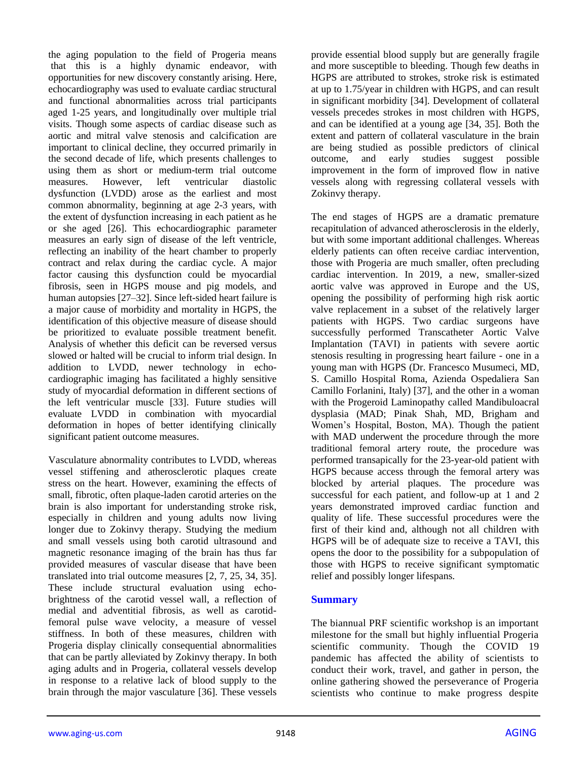the aging population to the field of Progeria means that this is a highly dynamic endeavor, with opportunities for new discovery constantly arising. Here, echocardiography was used to evaluate cardiac structural and functional abnormalities across trial participants aged 1-25 years, and longitudinally over multiple trial visits. Though some aspects of cardiac disease such as aortic and mitral valve stenosis and calcification are important to clinical decline, they occurred primarily in the second decade of life, which presents challenges to using them as short or medium-term trial outcome measures. However, left ventricular diastolic dysfunction (LVDD) arose as the earliest and most common abnormality, beginning at age 2-3 years, with the extent of dysfunction increasing in each patient as he or she aged [26]. This echocardiographic parameter measures an early sign of disease of the left ventricle, reflecting an inability of the heart chamber to properly contract and relax during the cardiac cycle. A major factor causing this dysfunction could be myocardial fibrosis, seen in HGPS mouse and pig models, and human autopsies [27–32]. Since left-sided heart failure is a major cause of morbidity and mortality in HGPS, the identification of this objective measure of disease should be prioritized to evaluate possible treatment benefit. Analysis of whether this deficit can be reversed versus slowed or halted will be crucial to inform trial design. In addition to LVDD, newer technology in echo-cardiographic imaging has facilitated a highly sensitive study of myocardial deformation in different sections of the left ventricular muscle [33]. Future studies will evaluate LVDD in combination with myocardial deformation in hopes of better identifying clinically significant patient outcome measures.

Vasculature abnormality contributes to LVDD, whereas vessel stiffening and atherosclerotic plaques create stress on the heart. However, examining the effects of small, fibrotic, often plaque-laden carotid arteries on the brain is also important for understanding stroke risk, especially in children and young adults now living longer due to Zokinvy therapy. Studying the medium and small vessels using both carotid ultrasound and magnetic resonance imaging of the brain has thus far provided measures of vascular disease that have been translated into trial outcome measures [2, 7, 25, 34, 35]. These include structural evaluation using echo-brightness of the carotid vessel wall, a reflection of medial and adventitial fibrosis, as well as carotid-femoral pulse wave velocity, a measure of vessel stiffness. In both of these measures, children with Progeria display clinically consequential abnormalities that can be partly alleviated by Zokinvy therapy. In both aging adults and in Progeria, collateral vessels develop in response to a relative lack of blood supply to the brain through the major vasculature [36]. These vessels provide essential blood supply but are generally fragile and more susceptible to bleeding. Though few deaths in HGPS are attributed to strokes, stroke risk is estimated at up to 1.75/year in children with HGPS, and can result in significant morbidity [34]. Development of collateral vessels precedes strokes in most children with HGPS, and can be identified at a young age [34, 35]. Both the extent and pattern of collateral vasculature in the brain are being studied as possible predictors of clinical outcome, and early studies suggest possible improvement in the form of improved flow in native vessels along with regressing collateral vessels with Zokinvy therapy.

The end stages of HGPS are a dramatic premature recapitulation of advanced atherosclerosis in the elderly, but with some important additional challenges. Whereas elderly patients can often receive cardiac intervention, those with Progeria are much smaller, often precluding cardiac intervention. In 2019, a new, smaller-sized aortic valve was approved in Europe and the US, opening the possibility of performing high risk aortic valve replacement in a subset of the relatively larger patients with HGPS. Two cardiac surgeons have successfully performed Transcatheter Aortic Valve Implantation (TAVI) in patients with severe aortic stenosis resulting in progressing heart failure - one in a young man with HGPS (Dr. Francesco Musumeci, MD, S. Camillo Hospital Roma, Azienda Ospedaliera San Camillo Forlanini, Italy) [37], and the other in a woman with the Progeroid Laminopathy called Mandibuloacral dysplasia (MAD; Pinak Shah, MD, Brigham and Women's Hospital, Boston, MA). Though the patient with MAD underwent the procedure through the more traditional femoral artery route, the procedure was performed transapically for the 23-year-old patient with HGPS because access through the femoral artery was blocked by arterial plaques. The procedure was successful for each patient, and follow-up at 1 and 2 years demonstrated improved cardiac function and quality of life. These successful procedures were the first of their kind and, although not all children with HGPS will be of adequate size to receive a TAVI, this opens the door to the possibility for a subpopulation of those with HGPS to receive significant symptomatic relief and possibly longer lifespans.

## Summary

The biannual PRF scientific workshop is an important milestone for the small but highly influential Progeria scientific community. Though the COVID 19 pandemic has affected the ability of scientists to conduct their work, travel, and gather in person, the online gathering showed the perseverance of Progeria scientists who continue to make progress despite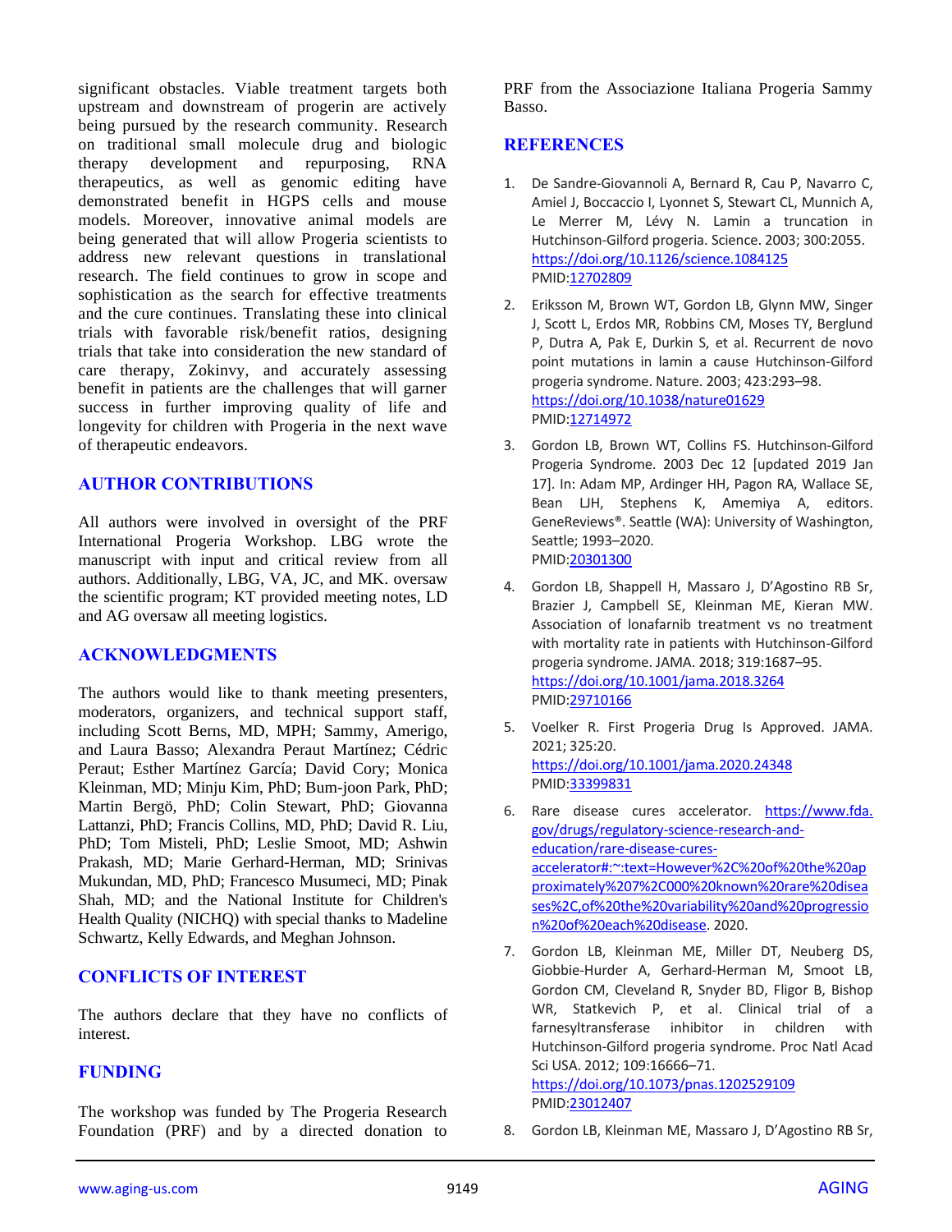significant obstacles. Viable treatment targets both upstream and downstream of progerin are actively being pursued by the research community. Research on traditional small molecule drug and biologic therapy development and repurposing, RNA therapeutics, as well as genomic editing have demonstrated benefit in HGPS cells and mouse models. Moreover, innovative animal models are being generated that will allow Progeria scientists to address new relevant questions in translational research. The field continues to grow in scope and sophistication as the search for effective treatments and the cure continues. Translating these into clinical trials with favorable risk/benefit ratios, designing trials that take into consideration the new standard of care therapy, Zokinvy, and accurately assessing benefit in patients are the challenges that will garner success in further improving quality of life and longevity for children with Progeria in the next wave of therapeutic endeavors.

## AUTHOR CONTRIBUTIONS

All authors were involved in oversight of the PRF International Progeria Workshop. LBG wrote the manuscript with input and critical review from all authors. Additionally, LBG, VA, JC, and MK. oversaw the scientific program; KT provided meeting notes, LD and AG oversaw all meeting logistics.

## ACKNOWLEDGMENTS

The authors would like to thank meeting presenters, moderators, organizers, and technical support staff, including Scott Berns, MD, MPH; Sammy, Amerigo, and Laura Basso; Alexandra Peraut Martínez; Cédric Peraut; Esther Martínez García; David Cory; Monica Kleinman, MD; Minju Kim, PhD; Bum-joon Park, PhD; Martin Bergö, PhD; Colin Stewart, PhD; Giovanna Lattanzi, PhD; Francis Collins, MD, PhD; David R. Liu, PhD; Tom Misteli, PhD; Leslie Smoot, MD; Ashwin Prakash, MD; Marie Gerhard-Herman, MD; Srinivas Mukundan, MD, PhD; Francesco Musumeci, MD; Pinak Shah, MD; and the National Institute for Children's Health Quality (NICHQ) with special thanks to Madeline Schwartz, Kelly Edwards, and Meghan Johnson.

## CONFLICTS OF INTEREST

The authors declare that they have no conflicts of interest.

## FUNDING

The workshop was funded by The Progeria Research Foundation (PRF) and by a directed donation to PRF from the Associazione Italiana Progeria Sammy Basso.

## REFERENCES

1. De Sandre-Giovannoli A, Bernard R, Cau P, Navarro C, Amiel J, Boccaccio I, Lyonnet S, Stewart CL, Munnich A, Le Merrer M, Lévy N. Lamin a truncation in Hutchinson-Gilford progeria. Science. 2003; 300:2055. https://doi.org/10.1126/science.1084125 PMID:12702809

2. Eriksson M, Brown WT, Gordon LB, Glynn MW, Singer J, Scott L, Erdos MR, Robbins CM, Moses TY, Berglund P, Dutra A, Pak E, Durkin S, et al. Recurrent de novo point mutations in lamin a cause Hutchinson-Gilford progeria syndrome. Nature. 2003; 423:293–98. https://doi.org/10.1038/nature01629 PMID:12714972

3. Gordon LB, Brown WT, Collins FS. Hutchinson-Gilford Progeria Syndrome. 2003 Dec 12 [updated 2019 Jan 17]. In: Adam MP, Ardinger HH, Pagon RA, Wallace SE, Bean LJH, Stephens K, Amemiya A, editors. GeneReviews®. Seattle (WA): University of Washington, Seattle; 1993–2020. PMID:20301300

4. Gordon LB, Shappell H, Massaro J, D'Agostino RB Sr, Brazier J, Campbell SE, Kleinman ME, Kieran MW. Association of lonafarnib treatment vs no treatment with mortality rate in patients with Hutchinson-Gilford progeria syndrome. JAMA. 2018; 319:1687–95. https://doi.org/10.1001/jama.2018.3264 PMID:29710166

5. Voelker R. First Progeria Drug Is Approved. JAMA. 2021; 325:20. https://doi.org/10.1001/jama.2020.24348 PMID:33399831

6. Rare disease cures accelerator. https://www.fda.gov/drugs/regulatory-science-research-and-education/rare-disease-cures-accelerator#:~:text=However%2C%20of%20the%20approximately%207%2C000%20known%20rare%20diseases%2C,of%20the%20variability%20and%20progression%20of%20each%20disease. 2020.

7. Gordon LB, Kleinman ME, Miller DT, Neuberg DS, Giobbie-Hurder A, Gerhard-Herman M, Smoot LB, Gordon CM, Cleveland R, Snyder BD, Fligor B, Bishop WR, Statkevich P, et al. Clinical trial of a farnesyltransferase inhibitor in children with Hutchinson-Gilford progeria syndrome. Proc Natl Acad Sci USA. 2012; 109:16666–71. https://doi.org/10.1073/pnas.1202529109 PMID:23012407

8. Gordon LB, Kleinman ME, Massaro J, D'Agostino RB Sr,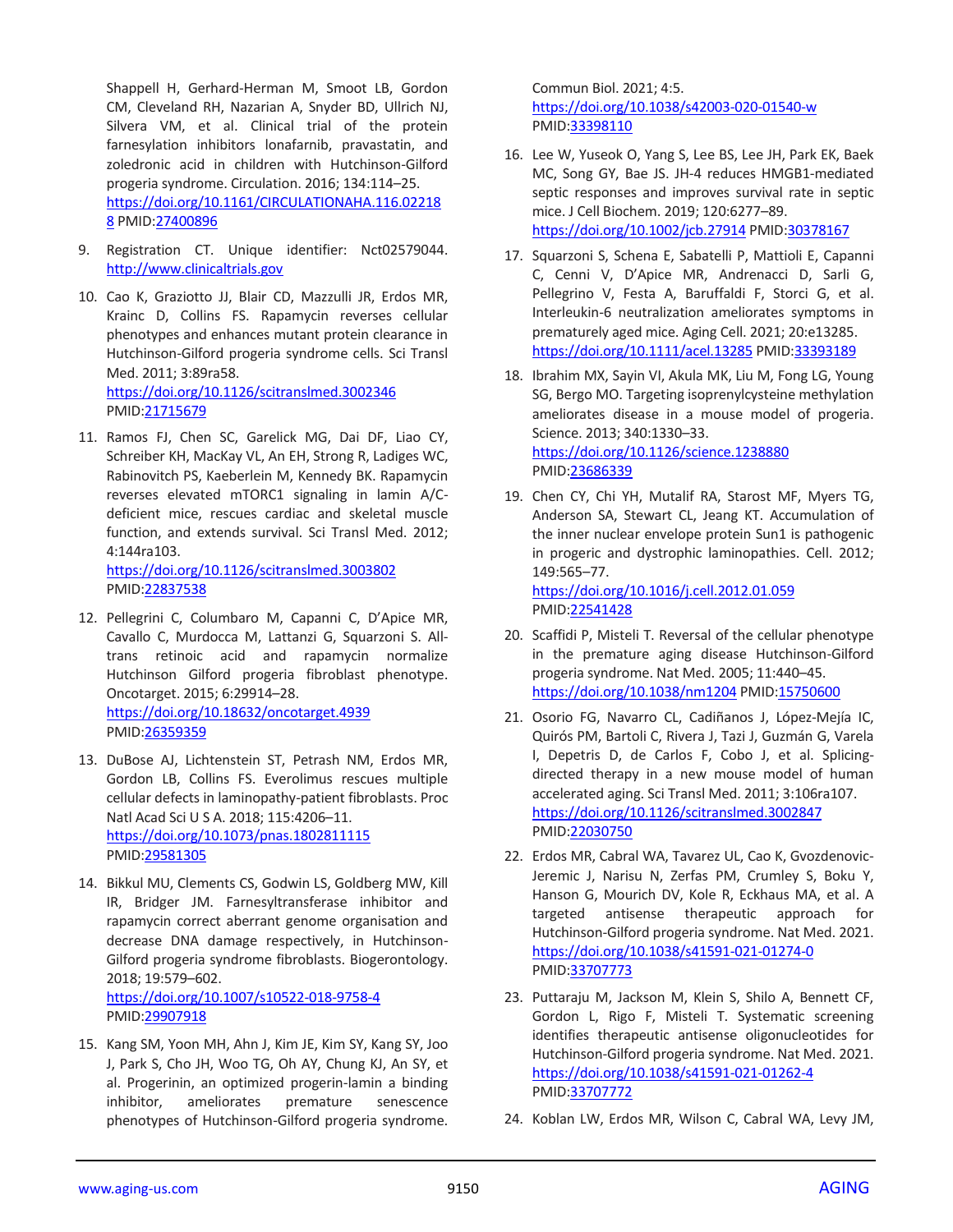Shappell H, Gerhard-Herman M, Smoot LB, Gordon CM, Cleveland RH, Nazarian A, Snyder BD, Ullrich NJ, Silvera VM, et al. Clinical trial of the protein farnesylation inhibitors lonafarnib, pravastatin, and zoledronic acid in children with Hutchinson-Gilford progeria syndrome. Circulation. 2016; 134:114–25. https://doi.org/10.1161/CIRCULATIONAHA.116.022188 PMID:27400896

9. Registration CT. Unique identifier: Nct02579044. http://www.clinicaltrials.gov

10. Cao K, Graziotto JJ, Blair CD, Mazzulli JR, Erdos MR, Krainc D, Collins FS. Rapamycin reverses cellular phenotypes and enhances mutant protein clearance in Hutchinson-Gilford progeria syndrome cells. Sci Transl Med. 2011; 3:89ra58. https://doi.org/10.1126/scitranslmed.3002346 PMID:21715679

11. Ramos FJ, Chen SC, Garelick MG, Dai DF, Liao CY, Schreiber KH, MacKay VL, An EH, Strong R, Ladiges WC, Rabinovitch PS, Kaeberlein M, Kennedy BK. Rapamycin reverses elevated mTORC1 signaling in lamin A/C-deficient mice, rescues cardiac and skeletal muscle function, and extends survival. Sci Transl Med. 2012; 4:144ra103. https://doi.org/10.1126/scitranslmed.3003802 PMID:22837538

12. Pellegrini C, Columbaro M, Capanni C, D'Apice MR, Cavallo C, Murdocca M, Lattanzi G, Squarzoni S. All-trans retinoic acid and rapamycin normalize Hutchinson Gilford progeria fibroblast phenotype. Oncotarget. 2015; 6:29914–28. https://doi.org/10.18632/oncotarget.4939 PMID:26359359

13. DuBose AJ, Lichtenstein ST, Petrash NM, Erdos MR, Gordon LB, Collins FS. Everolimus rescues multiple cellular defects in laminopathy-patient fibroblasts. Proc Natl Acad Sci U S A. 2018; 115:4206–11. https://doi.org/10.1073/pnas.1802811115 PMID:29581305

14. Bikkul MU, Clements CS, Godwin LS, Goldberg MW, Kill IR, Bridger JM. Farnesyltransferase inhibitor and rapamycin correct aberrant genome organisation and decrease DNA damage respectively, in Hutchinson-Gilford progeria syndrome fibroblasts. Biogerontology. 2018; 19:579–602. https://doi.org/10.1007/s10522-018-9758-4 PMID:29907918

15. Kang SM, Yoon MH, Ahn J, Kim JE, Kim SY, Kang SY, Joo J, Park S, Cho JH, Woo TG, Oh AY, Chung KJ, An SY, et al. Progerinin, an optimized progerin-lamin a binding inhibitor, ameliorates premature senescence phenotypes of Hutchinson-Gilford progeria syndrome. Commun Biol. 2021; 4:5. https://doi.org/10.1038/s42003-020-01540-w PMID:33398110

16. Lee W, Yuseok O, Yang S, Lee BS, Lee JH, Park EK, Baek MC, Song GY, Bae JS. JH-4 reduces HMGB1-mediated septic responses and improves survival rate in septic mice. J Cell Biochem. 2019; 120:6277–89. https://doi.org/10.1002/jcb.27914 PMID:30378167

17. Squarzoni S, Schena E, Sabatelli P, Mattioli E, Capanni C, Cenni V, D'Apice MR, Andrenacci D, Sarli G, Pellegrino V, Festa A, Baruffaldi F, Storci G, et al. Interleukin-6 neutralization ameliorates symptoms in prematurely aged mice. Aging Cell. 2021; 20:e13285. https://doi.org/10.1111/acel.13285 PMID:33393189

18. Ibrahim MX, Sayin VI, Akula MK, Liu M, Fong LG, Young SG, Bergo MO. Targeting isoprenylcysteine methylation ameliorates disease in a mouse model of progeria. Science. 2013; 340:1330–33. https://doi.org/10.1126/science.1238880 PMID:23686339

19. Chen CY, Chi YH, Mutalif RA, Starost MF, Myers TG, Anderson SA, Stewart CL, Jeang KT. Accumulation of the inner nuclear envelope protein Sun1 is pathogenic in progeric and dystrophic laminopathies. Cell. 2012; 149:565–77. https://doi.org/10.1016/j.cell.2012.01.059 PMID:22541428

20. Scaffidi P, Misteli T. Reversal of the cellular phenotype in the premature aging disease Hutchinson-Gilford progeria syndrome. Nat Med. 2005; 11:440–45. https://doi.org/10.1038/nm1204 PMID:15750600

21. Osorio FG, Navarro CL, Cadiñanos J, López-Mejía IC, Quirós PM, Bartoli C, Rivera J, Tazi J, Guzmán G, Varela I, Depetris D, de Carlos F, Cobo J, et al. Splicing-directed therapy in a new mouse model of human accelerated aging. Sci Transl Med. 2011; 3:106ra107. https://doi.org/10.1126/scitranslmed.3002847 PMID:22030750

22. Erdos MR, Cabral WA, Tavarez UL, Cao K, Gvozdenovic-Jeremic J, Narisu N, Zerfas PM, Crumley S, Boku Y, Hanson G, Mourich DV, Kole R, Eckhaus MA, et al. A targeted antisense therapeutic approach for Hutchinson-Gilford progeria syndrome. Nat Med. 2021. https://doi.org/10.1038/s41591-021-01274-0 PMID:33707773

23. Puttaraju M, Jackson M, Klein S, Shilo A, Bennett CF, Gordon L, Rigo F, Misteli T. Systematic screening identifies therapeutic antisense oligonucleotides for Hutchinson-Gilford progeria syndrome. Nat Med. 2021. https://doi.org/10.1038/s41591-021-01262-4 PMID:33707772

24. Koblan LW, Erdos MR, Wilson C, Cabral WA, Levy JM,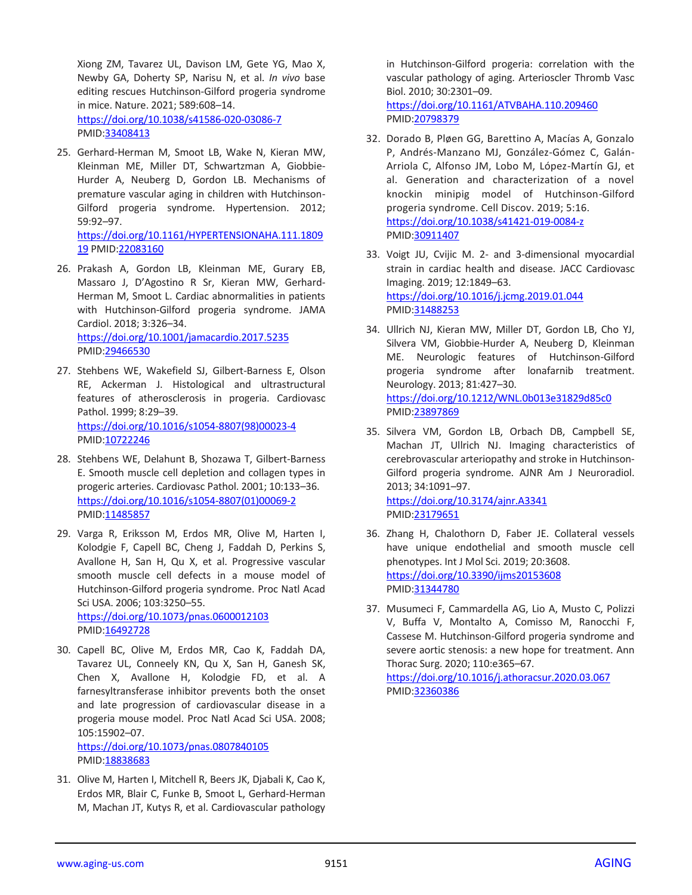Xiong ZM, Tavarez UL, Davison LM, Gete YG, Mao X, Newby GA, Doherty SP, Narisu N, et al. *In vivo* base editing rescues Hutchinson-Gilford progeria syndrome in mice. Nature. 2021; 589:608–14.
https://doi.org/10.1038/s41586-020-03086-7
PMID:33408413

25. Gerhard-Herman M, Smoot LB, Wake N, Kieran MW, Kleinman ME, Miller DT, Schwartzman A, Giobbie-Hurder A, Neuberg D, Gordon LB. Mechanisms of premature vascular aging in children with Hutchinson-Gilford progeria syndrome. Hypertension. 2012; 59:92–97.
https://doi.org/10.1161/HYPERTENSIONAHA.111.180919 PMID:22083160

26. Prakash A, Gordon LB, Kleinman ME, Gurary EB, Massaro J, D'Agostino R Sr, Kieran MW, Gerhard-Herman M, Smoot L. Cardiac abnormalities in patients with Hutchinson-Gilford progeria syndrome. JAMA Cardiol. 2018; 3:326–34.
https://doi.org/10.1001/jamacardio.2017.5235
PMID:29466530

27. Stehbens WE, Wakefield SJ, Gilbert-Barness E, Olson RE, Ackerman J. Histological and ultrastructural features of atherosclerosis in progeria. Cardiovasc Pathol. 1999; 8:29–39.
https://doi.org/10.1016/s1054-8807(98)00023-4
PMID:10722246

28. Stehbens WE, Delahunt B, Shozawa T, Gilbert-Barness E. Smooth muscle cell depletion and collagen types in progeric arteries. Cardiovasc Pathol. 2001; 10:133–36.
https://doi.org/10.1016/s1054-8807(01)00069-2
PMID:11485857

29. Varga R, Eriksson M, Erdos MR, Olive M, Harten I, Kolodgie F, Capell BC, Cheng J, Faddah D, Perkins S, Avallone H, San H, Qu X, et al. Progressive vascular smooth muscle cell defects in a mouse model of Hutchinson-Gilford progeria syndrome. Proc Natl Acad Sci USA. 2006; 103:3250–55.
https://doi.org/10.1073/pnas.0600012103
PMID:16492728

30. Capell BC, Olive M, Erdos MR, Cao K, Faddah DA, Tavarez UL, Conneely KN, Qu X, San H, Ganesh SK, Chen X, Avallone H, Kolodgie FD, et al. A farnesyltransferase inhibitor prevents both the onset and late progression of cardiovascular disease in a progeria mouse model. Proc Natl Acad Sci USA. 2008; 105:15902–07.
https://doi.org/10.1073/pnas.0807840105
PMID:18838683

31. Olive M, Harten I, Mitchell R, Beers JK, Djabali K, Cao K, Erdos MR, Blair C, Funke B, Smoot L, Gerhard-Herman M, Machan JT, Kutys R, et al. Cardiovascular pathology in Hutchinson-Gilford progeria: correlation with the vascular pathology of aging. Arterioscler Thromb Vasc Biol. 2010; 30:2301–09.
https://doi.org/10.1161/ATVBAHA.110.209460
PMID:20798379

32. Dorado B, Pløen GG, Barettino A, Macías A, Gonzalo P, Andrés-Manzano MJ, González-Gómez C, Galán-Arriola C, Alfonso JM, Lobo M, López-Martín GJ, et al. Generation and characterization of a novel knockin minipig model of Hutchinson-Gilford progeria syndrome. Cell Discov. 2019; 5:16.
https://doi.org/10.1038/s41421-019-0084-z
PMID:30911407

33. Voigt JU, Cvijic M. 2- and 3-dimensional myocardial strain in cardiac health and disease. JACC Cardiovasc Imaging. 2019; 12:1849–63.
https://doi.org/10.1016/j.jcmg.2019.01.044
PMID:31488253

34. Ullrich NJ, Kieran MW, Miller DT, Gordon LB, Cho YJ, Silvera VM, Giobbie-Hurder A, Neuberg D, Kleinman ME. Neurologic features of Hutchinson-Gilford progeria syndrome after lonafarnib treatment. Neurology. 2013; 81:427–30.
https://doi.org/10.1212/WNL.0b013e31829d85c0
PMID:23897869

35. Silvera VM, Gordon LB, Orbach DB, Campbell SE, Machan JT, Ullrich NJ. Imaging characteristics of cerebrovascular arteriopathy and stroke in Hutchinson-Gilford progeria syndrome. AJNR Am J Neuroradiol. 2013; 34:1091–97.
https://doi.org/10.3174/ajnr.A3341
PMID:23179651

36. Zhang H, Chalothorn D, Faber JE. Collateral vessels have unique endothelial and smooth muscle cell phenotypes. Int J Mol Sci. 2019; 20:3608.
https://doi.org/10.3390/ijms20153608
PMID:31344780

37. Musumeci F, Cammardella AG, Lio A, Musto C, Polizzi V, Buffa V, Montalto A, Comisso M, Ranocchi F, Cassese M. Hutchinson-Gilford progeria syndrome and severe aortic stenosis: a new hope for treatment. Ann Thorac Surg. 2020; 110:e365–67.
https://doi.org/10.1016/j.athoracsur.2020.03.067
PMID:32360386